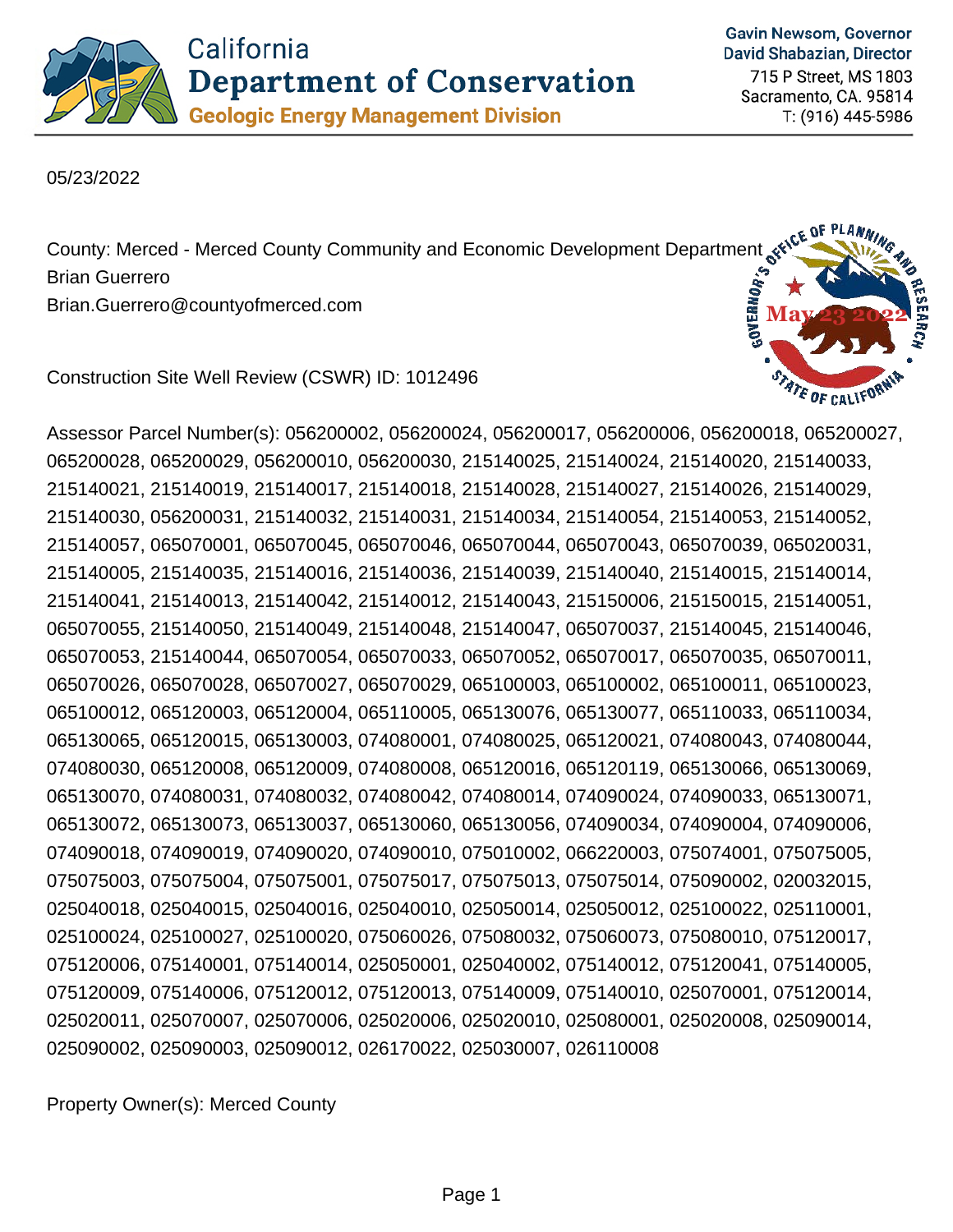California Department of Conservation
Geologic Energy Management Division

Gavin Newsom, Governor
David Shabazian, Director
715 P Street, MS 1803
Sacramento, CA. 95814
T: (916) 445-5986

05/23/2022

County: Merced - Merced County Community and Economic Development Department
Brian Guerrero
Brian.Guerrero@countyofmerced.com

GOVERNOR'S OFFICE OF PLANNING AND RESEARCH
May 23 2022
STATE OF CALIFORNIA

Construction Site Well Review (CSWR) ID: 1012496

Assessor Parcel Number(s): 056200002, 056200024, 056200017, 056200006, 056200018, 065200027, 065200028, 065200029, 056200010, 056200030, 215140025, 215140024, 215140020, 215140033, 215140021, 215140019, 215140017, 215140018, 215140028, 215140027, 215140026, 215140029, 215140030, 056200031, 215140032, 215140031, 215140034, 215140054, 215140053, 215140052, 215140057, 065070001, 065070045, 065070046, 065070044, 065070043, 065070039, 065020031, 215140005, 215140035, 215140016, 215140036, 215140039, 215140040, 215140015, 215140014, 215140041, 215140013, 215140042, 215140012, 215140043, 215150006, 215150015, 215140051, 065070055, 215140050, 215140049, 215140048, 215140047, 065070037, 215140045, 215140046, 065070053, 215140044, 065070054, 065070033, 065070052, 065070017, 065070035, 065070011, 065070026, 065070028, 065070027, 065070029, 065100003, 065100002, 065100011, 065100023, 065100012, 065120003, 065120004, 065110005, 065130076, 065130077, 065110033, 065110034, 065130065, 065120015, 065130003, 074080001, 074080025, 065120021, 074080043, 074080044, 074080030, 065120008, 065120009, 074080008, 065120016, 065120119, 065130066, 065130069, 065130070, 074080031, 074080032, 074080042, 074080014, 074090024, 074090033, 065130071, 065130072, 065130073, 065130037, 065130060, 065130056, 074090034, 074090004, 074090006, 074090018, 074090019, 074090020, 074090010, 075010002, 066220003, 075074001, 075075005, 075075003, 075075004, 075075001, 075075017, 075075013, 075075014, 075090002, 020032015, 025040018, 025040015, 025040016, 025040010, 025050014, 025050012, 025100022, 025110001, 025100024, 025100027, 025100020, 075060026, 075080032, 075060073, 075080010, 075120017, 075120006, 075140001, 075140014, 025050001, 025040002, 075140012, 075120041, 075140005, 075120009, 075140006, 075120012, 075120013, 075140009, 075140010, 025070001, 075120014, 025020011, 025070007, 025070006, 025020006, 025020010, 025080001, 025020008, 025090014, 025090002, 025090003, 025090012, 026170022, 025030007, 026110008

Property Owner(s): Merced County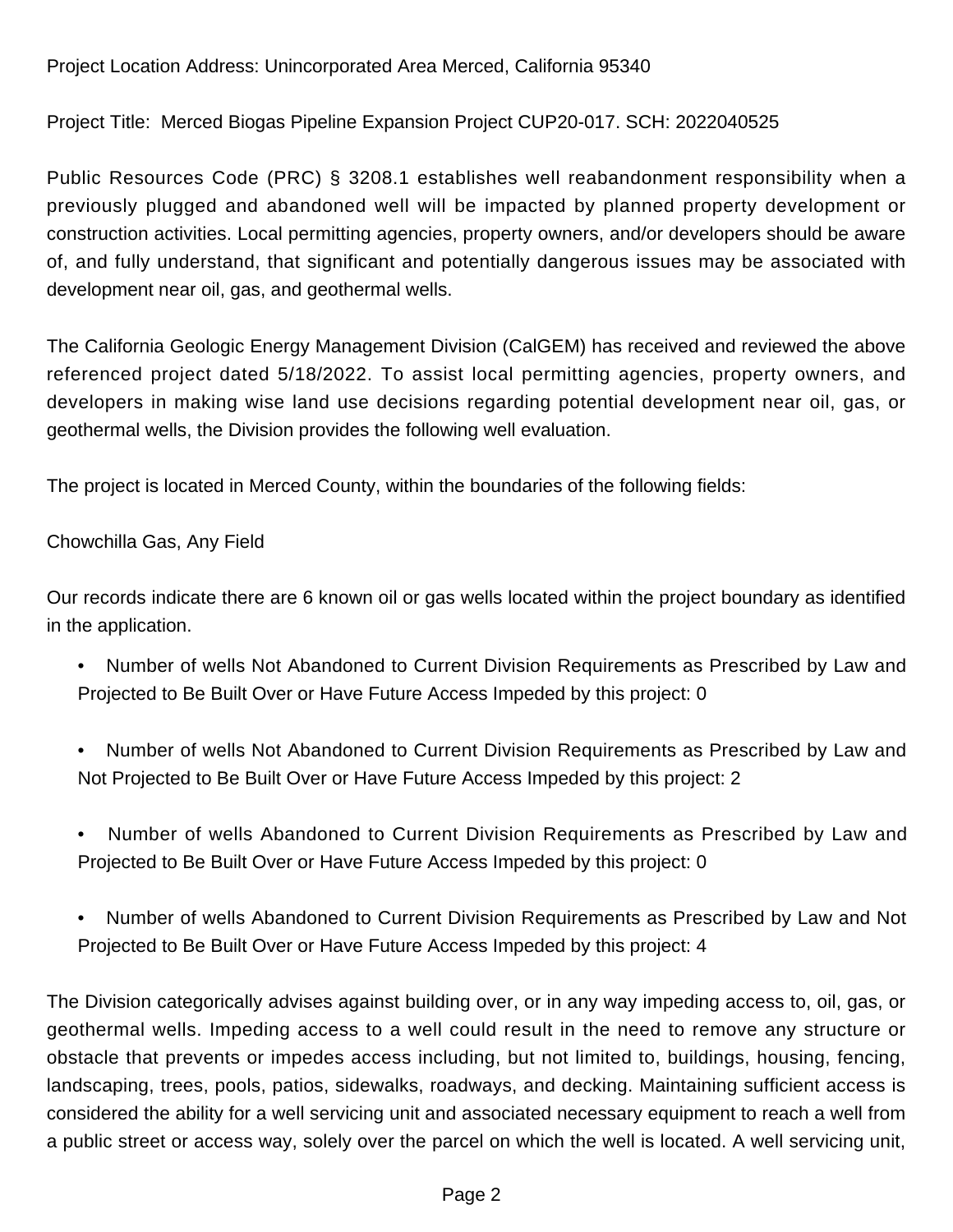Project Location Address: Unincorporated Area Merced, California 95340

Project Title: Merced Biogas Pipeline Expansion Project CUP20-017. SCH: 2022040525

Public Resources Code (PRC) § 3208.1 establishes well reabandonment responsibility when a previously plugged and abandoned well will be impacted by planned property development or construction activities. Local permitting agencies, property owners, and/or developers should be aware of, and fully understand, that significant and potentially dangerous issues may be associated with development near oil, gas, and geothermal wells.

The California Geologic Energy Management Division (CalGEM) has received and reviewed the above referenced project dated 5/18/2022. To assist local permitting agencies, property owners, and developers in making wise land use decisions regarding potential development near oil, gas, or geothermal wells, the Division provides the following well evaluation.

The project is located in Merced County, within the boundaries of the following fields:

Chowchilla Gas, Any Field

Our records indicate there are 6 known oil or gas wells located within the project boundary as identified in the application.

- Number of wells Not Abandoned to Current Division Requirements as Prescribed by Law and Projected to Be Built Over or Have Future Access Impeded by this project: 0
- Number of wells Not Abandoned to Current Division Requirements as Prescribed by Law and Not Projected to Be Built Over or Have Future Access Impeded by this project: 2
- Number of wells Abandoned to Current Division Requirements as Prescribed by Law and Projected to Be Built Over or Have Future Access Impeded by this project: 0
- Number of wells Abandoned to Current Division Requirements as Prescribed by Law and Not Projected to Be Built Over or Have Future Access Impeded by this project: 4

The Division categorically advises against building over, or in any way impeding access to, oil, gas, or geothermal wells. Impeding access to a well could result in the need to remove any structure or obstacle that prevents or impedes access including, but not limited to, buildings, housing, fencing, landscaping, trees, pools, patios, sidewalks, roadways, and decking. Maintaining sufficient access is considered the ability for a well servicing unit and associated necessary equipment to reach a well from a public street or access way, solely over the parcel on which the well is located. A well servicing unit,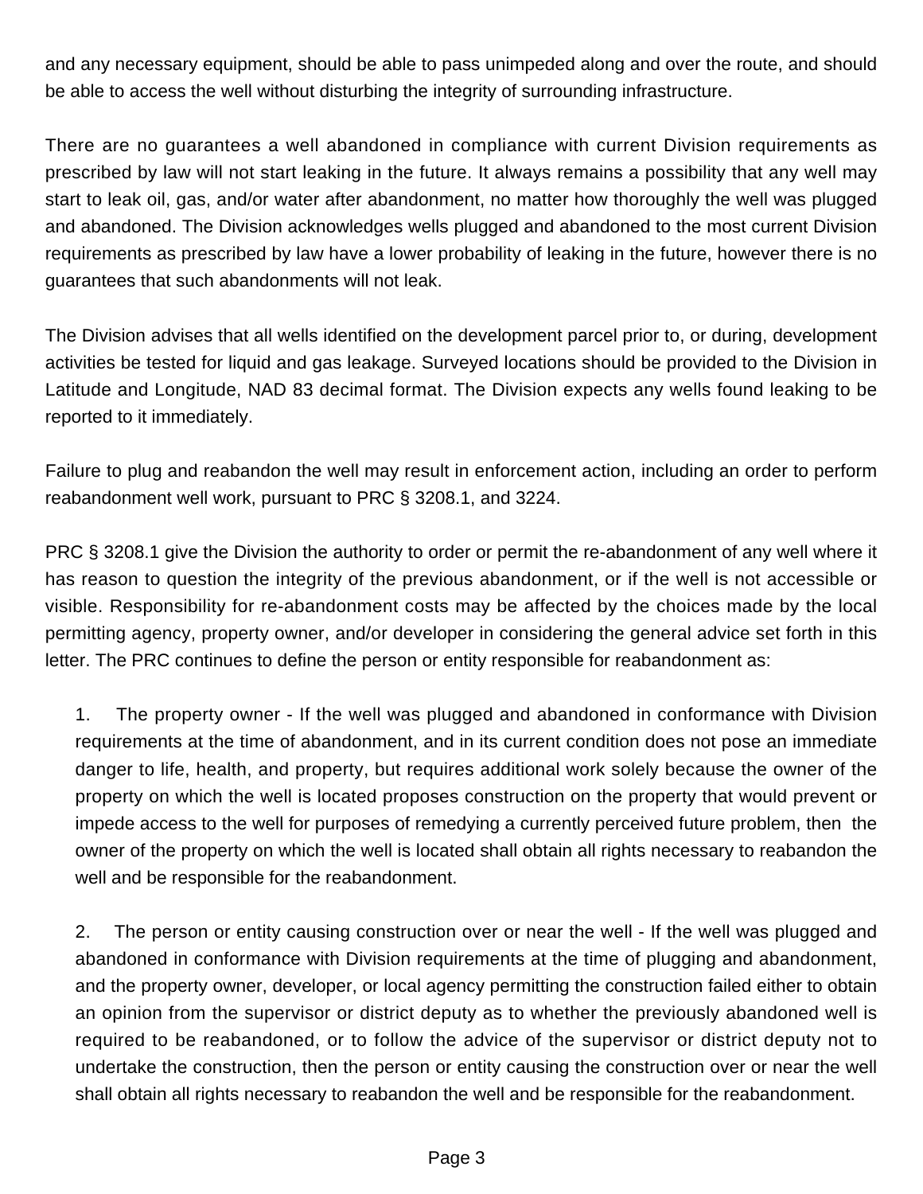and any necessary equipment, should be able to pass unimpeded along and over the route, and should be able to access the well without disturbing the integrity of surrounding infrastructure.

There are no guarantees a well abandoned in compliance with current Division requirements as prescribed by law will not start leaking in the future. It always remains a possibility that any well may start to leak oil, gas, and/or water after abandonment, no matter how thoroughly the well was plugged and abandoned. The Division acknowledges wells plugged and abandoned to the most current Division requirements as prescribed by law have a lower probability of leaking in the future, however there is no guarantees that such abandonments will not leak.

The Division advises that all wells identified on the development parcel prior to, or during, development activities be tested for liquid and gas leakage. Surveyed locations should be provided to the Division in Latitude and Longitude, NAD 83 decimal format. The Division expects any wells found leaking to be reported to it immediately.

Failure to plug and reabandon the well may result in enforcement action, including an order to perform reabandonment well work, pursuant to PRC § 3208.1, and 3224.

PRC § 3208.1 give the Division the authority to order or permit the re-abandonment of any well where it has reason to question the integrity of the previous abandonment, or if the well is not accessible or visible. Responsibility for re-abandonment costs may be affected by the choices made by the local permitting agency, property owner, and/or developer in considering the general advice set forth in this letter. The PRC continues to define the person or entity responsible for reabandonment as:

1. The property owner - If the well was plugged and abandoned in conformance with Division requirements at the time of abandonment, and in its current condition does not pose an immediate danger to life, health, and property, but requires additional work solely because the owner of the property on which the well is located proposes construction on the property that would prevent or impede access to the well for purposes of remedying a currently perceived future problem, then the owner of the property on which the well is located shall obtain all rights necessary to reabandon the well and be responsible for the reabandonment.

2. The person or entity causing construction over or near the well - If the well was plugged and abandoned in conformance with Division requirements at the time of plugging and abandonment, and the property owner, developer, or local agency permitting the construction failed either to obtain an opinion from the supervisor or district deputy as to whether the previously abandoned well is required to be reabandoned, or to follow the advice of the supervisor or district deputy not to undertake the construction, then the person or entity causing the construction over or near the well shall obtain all rights necessary to reabandon the well and be responsible for the reabandonment.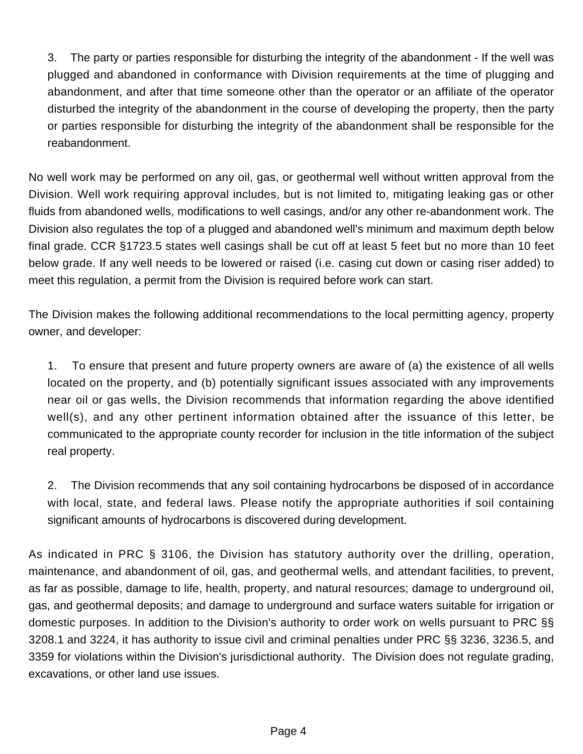3. The party or parties responsible for disturbing the integrity of the abandonment - If the well was plugged and abandoned in conformance with Division requirements at the time of plugging and abandonment, and after that time someone other than the operator or an affiliate of the operator disturbed the integrity of the abandonment in the course of developing the property, then the party or parties responsible for disturbing the integrity of the abandonment shall be responsible for the reabandonment.

No well work may be performed on any oil, gas, or geothermal well without written approval from the Division. Well work requiring approval includes, but is not limited to, mitigating leaking gas or other fluids from abandoned wells, modifications to well casings, and/or any other re-abandonment work. The Division also regulates the top of a plugged and abandoned well's minimum and maximum depth below final grade. CCR §1723.5 states well casings shall be cut off at least 5 feet but no more than 10 feet below grade. If any well needs to be lowered or raised (i.e. casing cut down or casing riser added) to meet this regulation, a permit from the Division is required before work can start.

The Division makes the following additional recommendations to the local permitting agency, property owner, and developer:

1. To ensure that present and future property owners are aware of (a) the existence of all wells located on the property, and (b) potentially significant issues associated with any improvements near oil or gas wells, the Division recommends that information regarding the above identified well(s), and any other pertinent information obtained after the issuance of this letter, be communicated to the appropriate county recorder for inclusion in the title information of the subject real property.

2. The Division recommends that any soil containing hydrocarbons be disposed of in accordance with local, state, and federal laws. Please notify the appropriate authorities if soil containing significant amounts of hydrocarbons is discovered during development.

As indicated in PRC § 3106, the Division has statutory authority over the drilling, operation, maintenance, and abandonment of oil, gas, and geothermal wells, and attendant facilities, to prevent, as far as possible, damage to life, health, property, and natural resources; damage to underground oil, gas, and geothermal deposits; and damage to underground and surface waters suitable for irrigation or domestic purposes. In addition to the Division's authority to order work on wells pursuant to PRC §§ 3208.1 and 3224, it has authority to issue civil and criminal penalties under PRC §§ 3236, 3236.5, and 3359 for violations within the Division's jurisdictional authority. The Division does not regulate grading, excavations, or other land use issues.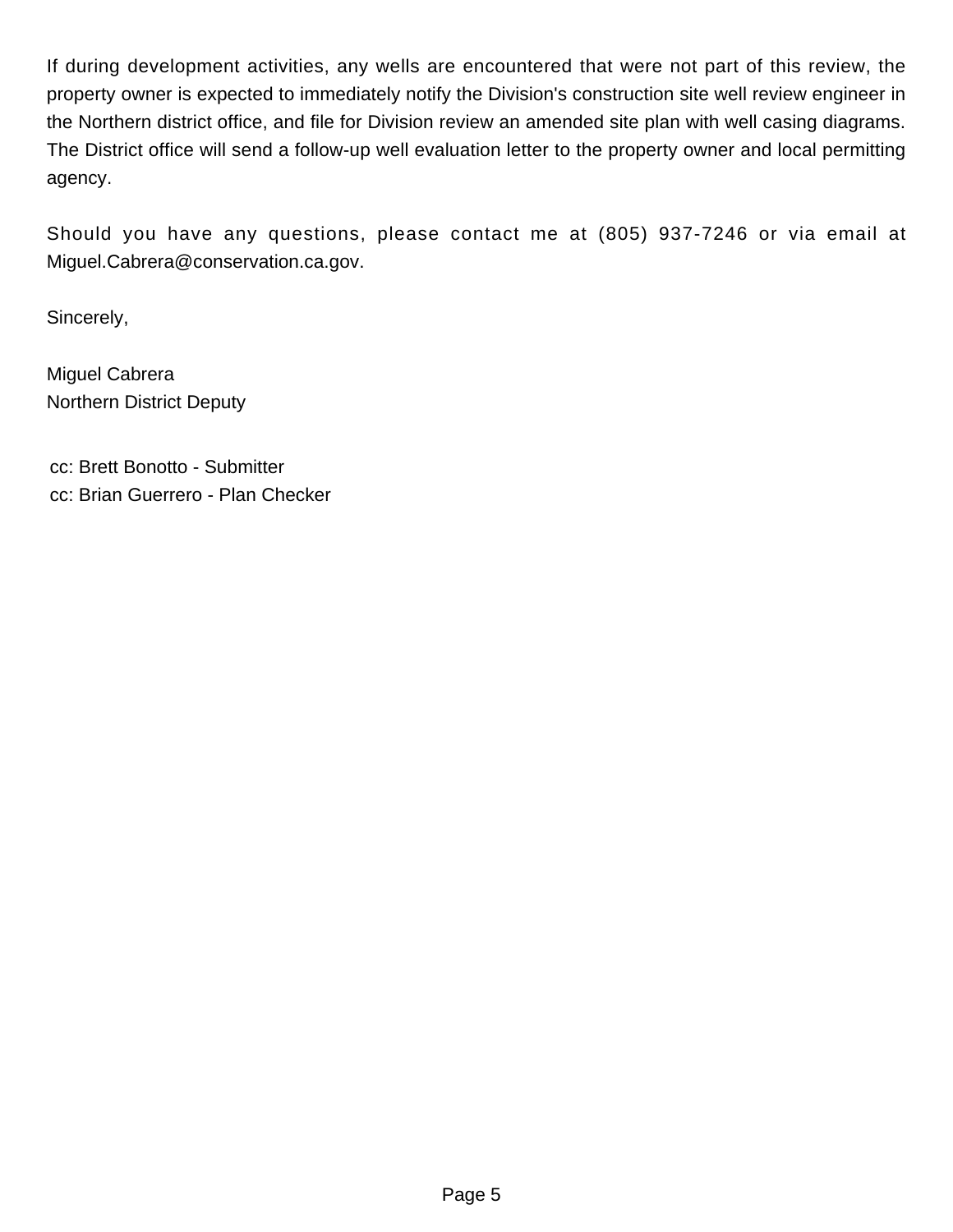If during development activities, any wells are encountered that were not part of this review, the property owner is expected to immediately notify the Division's construction site well review engineer in the Northern district office, and file for Division review an amended site plan with well casing diagrams. The District office will send a follow-up well evaluation letter to the property owner and local permitting agency.

Should you have any questions, please contact me at (805) 937-7246 or via email at Miguel.Cabrera@conservation.ca.gov.

Sincerely,

Miguel Cabrera
Northern District Deputy

cc: Brett Bonotto - Submitter
cc: Brian Guerrero - Plan Checker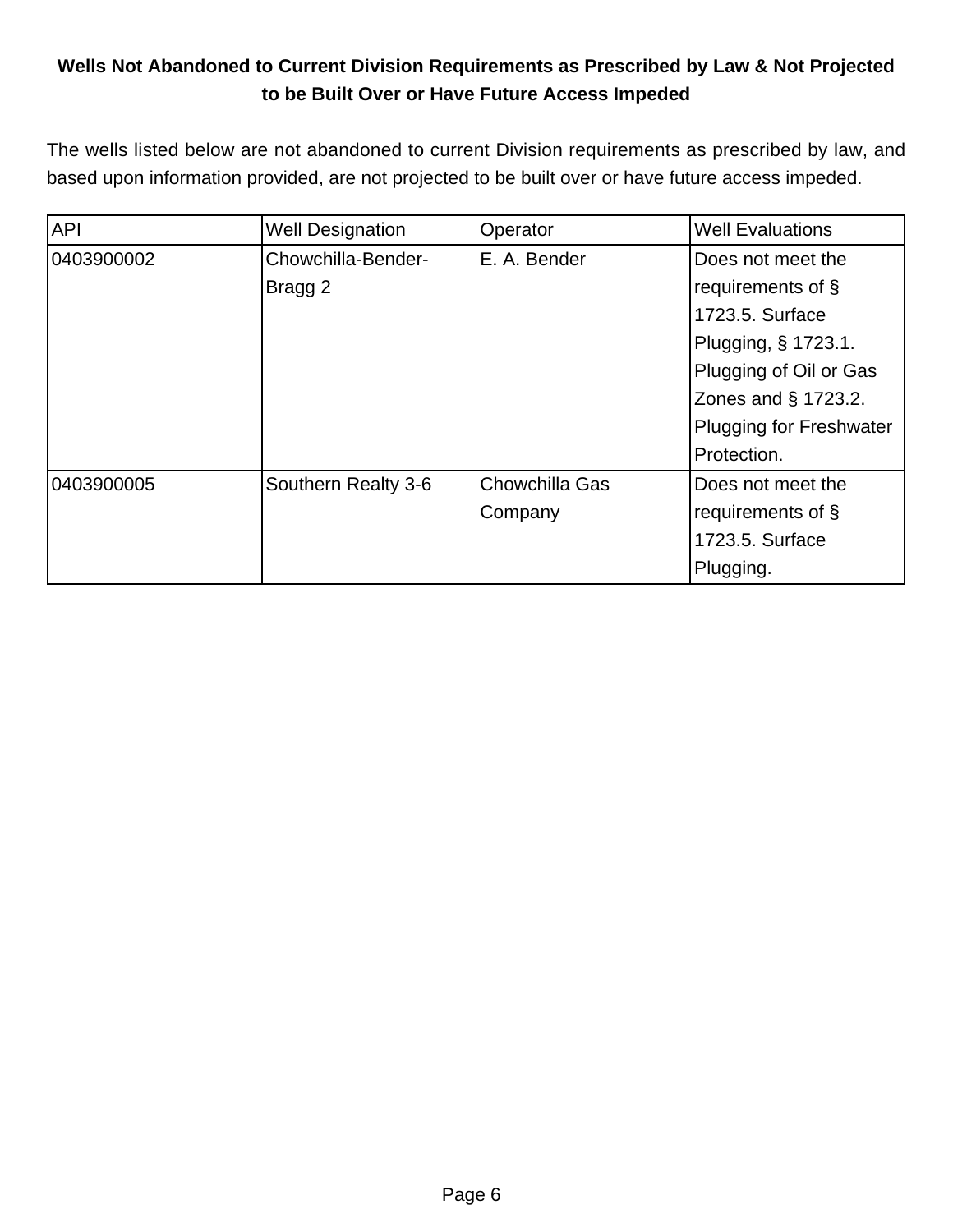## Wells Not Abandoned to Current Division Requirements as Prescribed by Law & Not Projected to be Built Over or Have Future Access Impeded

The wells listed below are not abandoned to current Division requirements as prescribed by law, and based upon information provided, are not projected to be built over or have future access impeded.

| API | Well Designation | Operator | Well Evaluations |
|---|---|---|---|
| 0403900002 | Chowchilla-Bender-Bragg 2 | E. A. Bender | Does not meet the requirements of § 1723.5. Surface Plugging, § 1723.1. Plugging of Oil or Gas Zones and § 1723.2. Plugging for Freshwater Protection. |
| 0403900005 | Southern Realty 3-6 | Chowchilla Gas Company | Does not meet the requirements of § 1723.5. Surface Plugging. |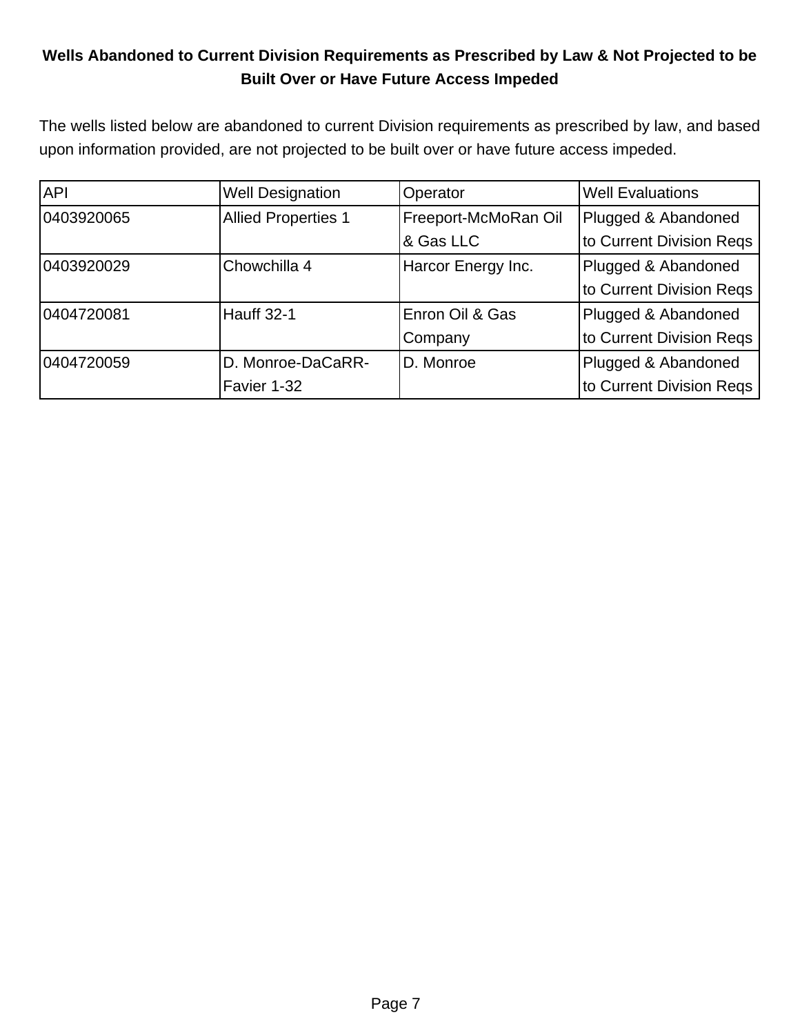**Wells Abandoned to Current Division Requirements as Prescribed by Law & Not Projected to be Built Over or Have Future Access Impeded**

The wells listed below are abandoned to current Division requirements as prescribed by law, and based upon information provided, are not projected to be built over or have future access impeded.

| API | Well Designation | Operator | Well Evaluations |
|---|---|---|---|
| 0403920065 | Allied Properties 1 | Freeport-McMoRan Oil & Gas LLC | Plugged & Abandoned to Current Division Reqs |
| 0403920029 | Chowchilla 4 | Harcor Energy Inc. | Plugged & Abandoned to Current Division Reqs |
| 0404720081 | Hauff 32-1 | Enron Oil & Gas Company | Plugged & Abandoned to Current Division Reqs |
| 0404720059 | D. Monroe-DaCaRR-Favier 1-32 | D. Monroe | Plugged & Abandoned to Current Division Reqs |